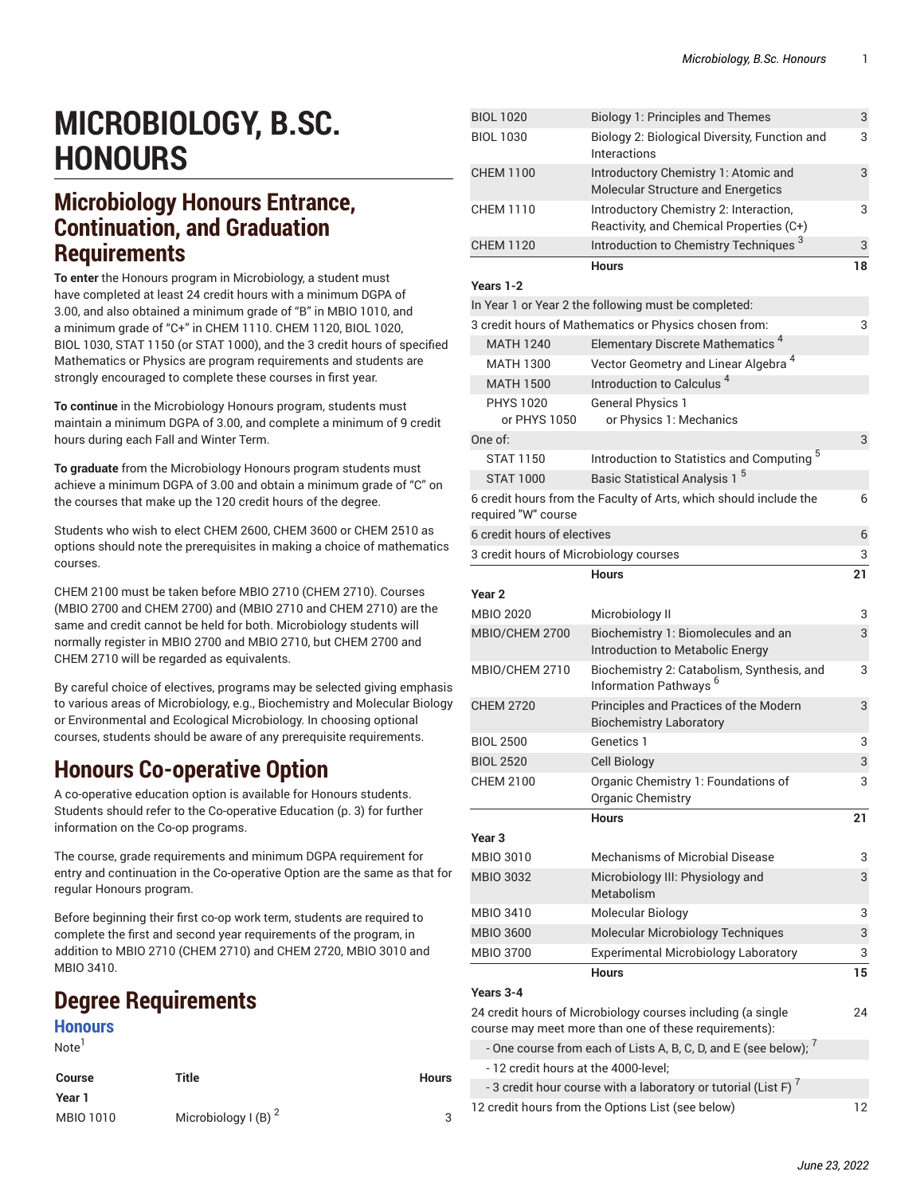# MICROBIOLOGY, B.SC. HONOURS

## Microbiology Honours Entrance, Continuation, and Graduation Requirements

**To enter** the Honours program in Microbiology, a student must have completed at least 24 credit hours with a minimum DGPA of 3.00, and also obtained a minimum grade of "B" in MBIO 1010, and a minimum grade of "C+" in CHEM 1110. CHEM 1120, BIOL 1020, BIOL 1030, STAT 1150 (or STAT 1000), and the 3 credit hours of specified Mathematics or Physics are program requirements and students are strongly encouraged to complete these courses in first year.

**To continue** in the Microbiology Honours program, students must maintain a minimum DGPA of 3.00, and complete a minimum of 9 credit hours during each Fall and Winter Term.

**To graduate** from the Microbiology Honours program students must achieve a minimum DGPA of 3.00 and obtain a minimum grade of "C" on the courses that make up the 120 credit hours of the degree.

Students who wish to elect CHEM 2600, CHEM 3600 or CHEM 2510 as options should note the prerequisites in making a choice of mathematics courses.

CHEM 2100 must be taken before MBIO 2710 (CHEM 2710). Courses (MBIO 2700 and CHEM 2700) and (MBIO 2710 and CHEM 2710) are the same and credit cannot be held for both. Microbiology students will normally register in MBIO 2700 and MBIO 2710, but CHEM 2700 and CHEM 2710 will be regarded as equivalents.

By careful choice of electives, programs may be selected giving emphasis to various areas of Microbiology, e.g., Biochemistry and Molecular Biology or Environmental and Ecological Microbiology. In choosing optional courses, students should be aware of any prerequisite requirements.

## Honours Co-operative Option

A co-operative education option is available for Honours students. Students should refer to the Co-operative Education (p. 3) for further information on the Co-op programs.

The course, grade requirements and minimum DGPA requirement for entry and continuation in the Co-operative Option are the same as that for regular Honours program.

Before beginning their first co-op work term, students are required to complete the first and second year requirements of the program, in addition to MBIO 2710 (CHEM 2710) and CHEM 2720, MBIO 3010 and MBIO 3410.

## Degree Requirements

### Honours

Note[1]

| Course | Title | Hours |
|---|---|---|
| **Year 1** | | |
| MBIO 1010 | Microbiology I (B) [2] | 3 |
| BIOL 1020 | Biology 1: Principles and Themes | 3 |
| BIOL 1030 | Biology 2: Biological Diversity, Function and Interactions | 3 |
| CHEM 1100 | Introductory Chemistry 1: Atomic and Molecular Structure and Energetics | 3 |
| CHEM 1110 | Introductory Chemistry 2: Interaction, Reactivity, and Chemical Properties (C+) | 3 |
| CHEM 1120 | Introduction to Chemistry Techniques [3] | 3 |
| | **Hours** | **18** |
| **Years 1-2** | | |
| In Year 1 or Year 2 the following must be completed: | | |
| 3 credit hours of Mathematics or Physics chosen from: | | 3 |
| MATH 1240 | Elementary Discrete Mathematics [4] | |
| MATH 1300 | Vector Geometry and Linear Algebra [4] | |
| MATH 1500 | Introduction to Calculus [4] | |
| PHYS 1020 or PHYS 1050 | General Physics 1 or Physics 1: Mechanics | |
| One of: | | 3 |
| STAT 1150 | Introduction to Statistics and Computing [5] | |
| STAT 1000 | Basic Statistical Analysis 1 [5] | |
| 6 credit hours from the Faculty of Arts, which should include the required "W" course | | 6 |
| 6 credit hours of electives | | 6 |
| 3 credit hours of Microbiology courses | | 3 |
| | **Hours** | **21** |
| **Year 2** | | |
| MBIO 2020 | Microbiology II | 3 |
| MBIO/CHEM 2700 | Biochemistry 1: Biomolecules and an Introduction to Metabolic Energy | 3 |
| MBIO/CHEM 2710 | Biochemistry 2: Catabolism, Synthesis, and Information Pathways [6] | 3 |
| CHEM 2720 | Principles and Practices of the Modern Biochemistry Laboratory | 3 |
| BIOL 2500 | Genetics 1 | 3 |
| BIOL 2520 | Cell Biology | 3 |
| CHEM 2100 | Organic Chemistry 1: Foundations of Organic Chemistry | 3 |
| | **Hours** | **21** |
| **Year 3** | | |
| MBIO 3010 | Mechanisms of Microbial Disease | 3 |
| MBIO 3032 | Microbiology III: Physiology and Metabolism | 3 |
| MBIO 3410 | Molecular Biology | 3 |
| MBIO 3600 | Molecular Microbiology Techniques | 3 |
| MBIO 3700 | Experimental Microbiology Laboratory | 3 |
| | **Hours** | **15** |
| **Years 3-4** | | |
| 24 credit hours of Microbiology courses including (a single course may meet more than one of these requirements): | | 24 |
| - One course from each of Lists A, B, C, D, and E (see below); [7] | | |
| - 12 credit hours at the 4000-level; | | |
| - 3 credit hour course with a laboratory or tutorial (List F) [7] | | |
| 12 credit hours from the Options List (see below) | | 12 |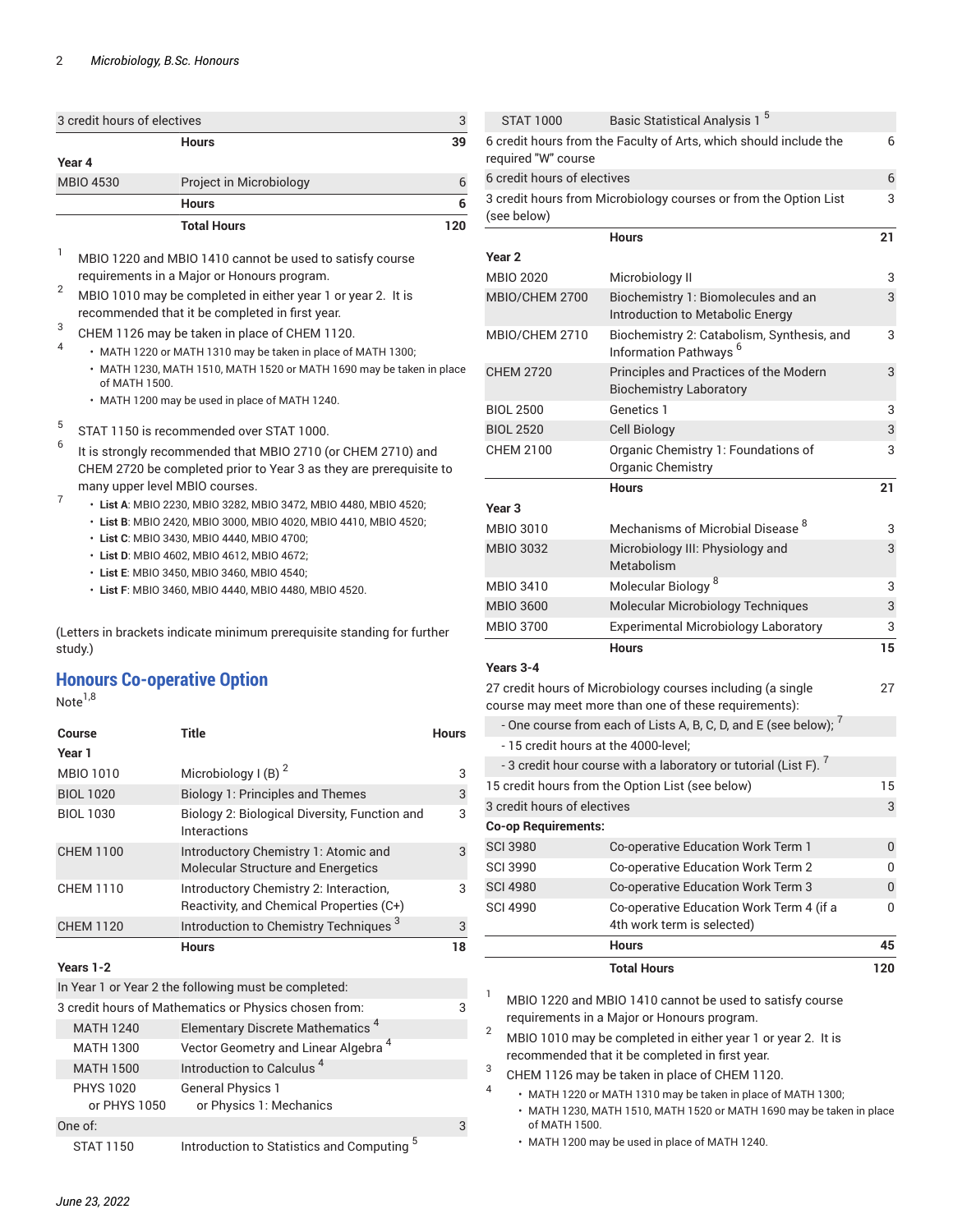| | | |
|---|---|---|
| 3 credit hours of electives | | 3 |
| | **Hours** | **39** |
| **Year 4** | | |
| MBIO 4530 | Project in Microbiology | 6 |
| | **Hours** | **6** |
| | **Total Hours** | **120** |

1. MBIO 1220 and MBIO 1410 cannot be used to satisfy course requirements in a Major or Honours program.
2. MBIO 1010 may be completed in either year 1 or year 2. It is recommended that it be completed in first year.
3. CHEM 1126 may be taken in place of CHEM 1120.
4. 
   - MATH 1220 or MATH 1310 may be taken in place of MATH 1300;
   - MATH 1230, MATH 1510, MATH 1520 or MATH 1690 may be taken in place of MATH 1500.
   - MATH 1200 may be used in place of MATH 1240.
5. STAT 1150 is recommended over STAT 1000.
6. It is strongly recommended that MBIO 2710 (or CHEM 2710) and CHEM 2720 be completed prior to Year 3 as they are prerequisite to many upper level MBIO courses.
7. 
   - **List A**: MBIO 2230, MBIO 3282, MBIO 3472, MBIO 4480, MBIO 4520;
   - **List B**: MBIO 2420, MBIO 3000, MBIO 4020, MBIO 4410, MBIO 4520;
   - **List C**: MBIO 3430, MBIO 4440, MBIO 4700;
   - **List D**: MBIO 4602, MBIO 4612, MBIO 4672;
   - **List E**: MBIO 3450, MBIO 3460, MBIO 4540;
   - **List F**: MBIO 3460, MBIO 4440, MBIO 4480, MBIO 4520.

(Letters in brackets indicate minimum prerequisite standing for further study.)

## Honours Co-operative Option

Note[1,8]

| Course | Title | Hours |
|---|---|---|
| **Year 1** | | |
| MBIO 1010 | Microbiology I (B) [2] | 3 |
| BIOL 1020 | Biology 1: Principles and Themes | 3 |
| BIOL 1030 | Biology 2: Biological Diversity, Function and Interactions | 3 |
| CHEM 1100 | Introductory Chemistry 1: Atomic and Molecular Structure and Energetics | 3 |
| CHEM 1110 | Introductory Chemistry 2: Interaction, Reactivity, and Chemical Properties (C+) | 3 |
| CHEM 1120 | Introduction to Chemistry Techniques [3] | 3 |
| | **Hours** | **18** |
| **Years 1-2** | | |
| In Year 1 or Year 2 the following must be completed: | | |
| 3 credit hours of Mathematics or Physics chosen from: | | 3 |
| MATH 1240 | Elementary Discrete Mathematics [4] | |
| MATH 1300 | Vector Geometry and Linear Algebra [4] | |
| MATH 1500 | Introduction to Calculus [4] | |
| PHYS 1020 or PHYS 1050 | General Physics 1 or Physics 1: Mechanics | |
| One of: | | 3 |
| STAT 1150 | Introduction to Statistics and Computing [5] | |
| STAT 1000 | Basic Statistical Analysis 1 [5] | |
| 6 credit hours from the Faculty of Arts, which should include the required "W" course | | 6 |
| 6 credit hours of electives | | 6 |
| 3 credit hours from Microbiology courses or from the Option List (see below) | | 3 |
| | **Hours** | **21** |
| **Year 2** | | |
| MBIO 2020 | Microbiology II | 3 |
| MBIO/CHEM 2700 | Biochemistry 1: Biomolecules and an Introduction to Metabolic Energy | 3 |
| MBIO/CHEM 2710 | Biochemistry 2: Catabolism, Synthesis, and Information Pathways [6] | 3 |
| CHEM 2720 | Principles and Practices of the Modern Biochemistry Laboratory | 3 |
| BIOL 2500 | Genetics 1 | 3 |
| BIOL 2520 | Cell Biology | 3 |
| CHEM 2100 | Organic Chemistry 1: Foundations of Organic Chemistry | 3 |
| | **Hours** | **21** |
| **Year 3** | | |
| MBIO 3010 | Mechanisms of Microbial Disease [8] | 3 |
| MBIO 3032 | Microbiology III: Physiology and Metabolism | 3 |
| MBIO 3410 | Molecular Biology [8] | 3 |
| MBIO 3600 | Molecular Microbiology Techniques | 3 |
| MBIO 3700 | Experimental Microbiology Laboratory | 3 |
| | **Hours** | **15** |
| **Years 3-4** | | |
| 27 credit hours of Microbiology courses including (a single course may meet more than one of these requirements): | | 27 |
| - One course from each of Lists A, B, C, D, and E (see below); [7] | | |
| - 15 credit hours at the 4000-level; | | |
| - 3 credit hour course with a laboratory or tutorial (List F). [7] | | |
| 15 credit hours from the Option List (see below) | | 15 |
| 3 credit hours of electives | | 3 |
| **Co-op Requirements:** | | |
| SCI 3980 | Co-operative Education Work Term 1 | 0 |
| SCI 3990 | Co-operative Education Work Term 2 | 0 |
| SCI 4980 | Co-operative Education Work Term 3 | 0 |
| SCI 4990 | Co-operative Education Work Term 4 (if a 4th work term is selected) | 0 |
| | **Hours** | **45** |
| | **Total Hours** | **120** |

1. MBIO 1220 and MBIO 1410 cannot be used to satisfy course requirements in a Major or Honours program.
2. MBIO 1010 may be completed in either year 1 or year 2. It is recommended that it be completed in first year.
3. CHEM 1126 may be taken in place of CHEM 1120.
4. 
   - MATH 1220 or MATH 1310 may be taken in place of MATH 1300;
   - MATH 1230, MATH 1510, MATH 1520 or MATH 1690 may be taken in place of MATH 1500.
   - MATH 1200 may be used in place of MATH 1240.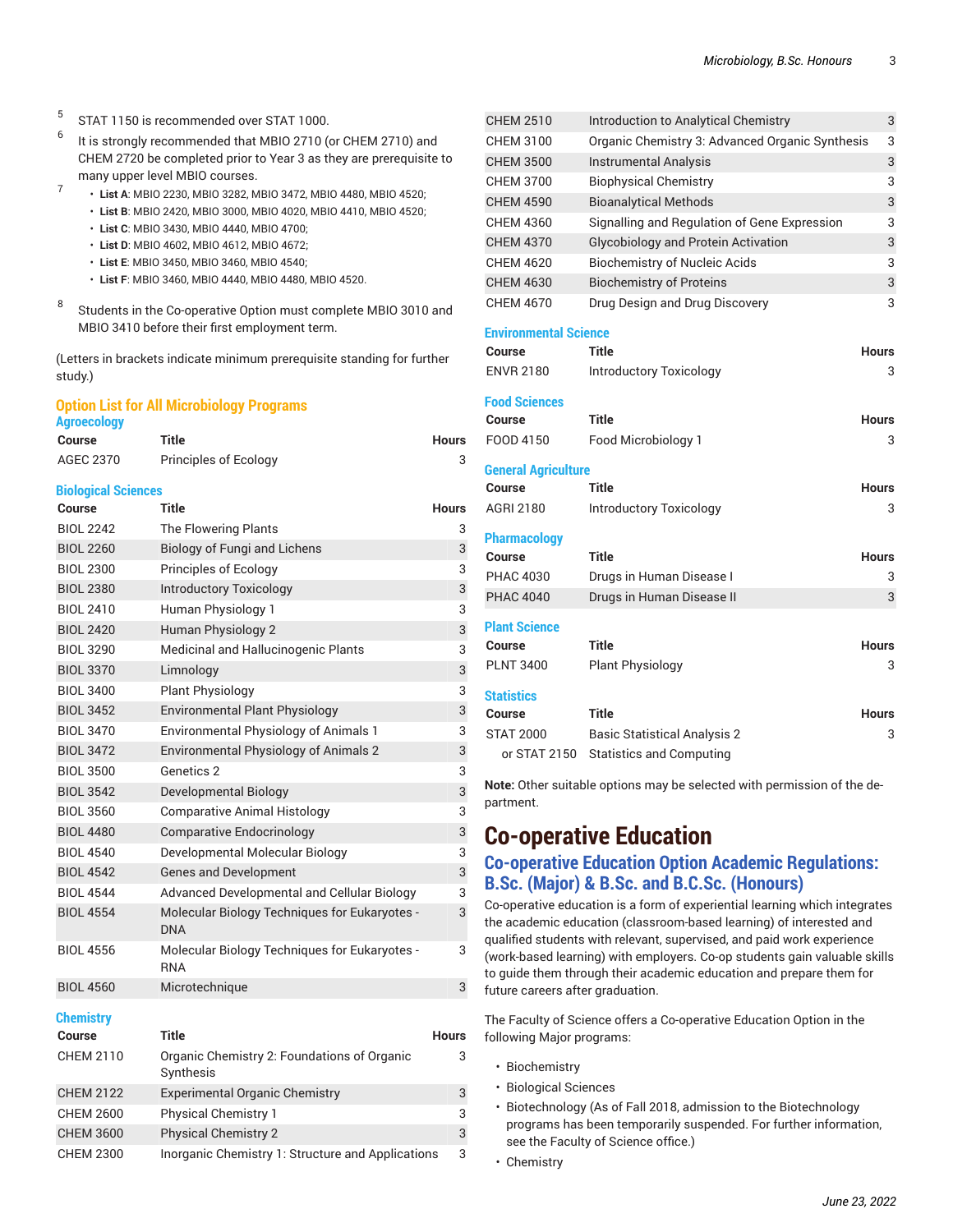5. STAT 1150 is recommended over STAT 1000.
6. It is strongly recommended that MBIO 2710 (or CHEM 2710) and CHEM 2720 be completed prior to Year 3 as they are prerequisite to many upper level MBIO courses.
7.
   - **List A**: MBIO 2230, MBIO 3282, MBIO 3472, MBIO 4480, MBIO 4520;
   - **List B**: MBIO 2420, MBIO 3000, MBIO 4020, MBIO 4410, MBIO 4520;
   - **List C**: MBIO 3430, MBIO 4440, MBIO 4700;
   - **List D**: MBIO 4602, MBIO 4612, MBIO 4672;
   - **List E**: MBIO 3450, MBIO 3460, MBIO 4540;
   - **List F**: MBIO 3460, MBIO 4440, MBIO 4480, MBIO 4520.
8. Students in the Co-operative Option must complete MBIO 3010 and MBIO 3410 before their first employment term.

(Letters in brackets indicate minimum prerequisite standing for further study.)

## Option List for All Microbiology Programs

### Agroecology

| Course | Title | Hours |
|---|---|---|
| AGEC 2370 | Principles of Ecology | 3 |

### Biological Sciences

| Course | Title | Hours |
|---|---|---|
| BIOL 2242 | The Flowering Plants | 3 |
| BIOL 2260 | Biology of Fungi and Lichens | 3 |
| BIOL 2300 | Principles of Ecology | 3 |
| BIOL 2380 | Introductory Toxicology | 3 |
| BIOL 2410 | Human Physiology 1 | 3 |
| BIOL 2420 | Human Physiology 2 | 3 |
| BIOL 3290 | Medicinal and Hallucinogenic Plants | 3 |
| BIOL 3370 | Limnology | 3 |
| BIOL 3400 | Plant Physiology | 3 |
| BIOL 3452 | Environmental Plant Physiology | 3 |
| BIOL 3470 | Environmental Physiology of Animals 1 | 3 |
| BIOL 3472 | Environmental Physiology of Animals 2 | 3 |
| BIOL 3500 | Genetics 2 | 3 |
| BIOL 3542 | Developmental Biology | 3 |
| BIOL 3560 | Comparative Animal Histology | 3 |
| BIOL 4480 | Comparative Endocrinology | 3 |
| BIOL 4540 | Developmental Molecular Biology | 3 |
| BIOL 4542 | Genes and Development | 3 |
| BIOL 4544 | Advanced Developmental and Cellular Biology | 3 |
| BIOL 4554 | Molecular Biology Techniques for Eukaryotes - DNA | 3 |
| BIOL 4556 | Molecular Biology Techniques for Eukaryotes - RNA | 3 |
| BIOL 4560 | Microtechnique | 3 |

### Chemistry

| Course | Title | Hours |
|---|---|---|
| CHEM 2110 | Organic Chemistry 2: Foundations of Organic Synthesis | 3 |
| CHEM 2122 | Experimental Organic Chemistry | 3 |
| CHEM 2600 | Physical Chemistry 1 | 3 |
| CHEM 3600 | Physical Chemistry 2 | 3 |
| CHEM 2300 | Inorganic Chemistry 1: Structure and Applications | 3 |
| CHEM 2510 | Introduction to Analytical Chemistry | 3 |
| CHEM 3100 | Organic Chemistry 3: Advanced Organic Synthesis | 3 |
| CHEM 3500 | Instrumental Analysis | 3 |
| CHEM 3700 | Biophysical Chemistry | 3 |
| CHEM 4590 | Bioanalytical Methods | 3 |
| CHEM 4360 | Signalling and Regulation of Gene Expression | 3 |
| CHEM 4370 | Glycobiology and Protein Activation | 3 |
| CHEM 4620 | Biochemistry of Nucleic Acids | 3 |
| CHEM 4630 | Biochemistry of Proteins | 3 |
| CHEM 4670 | Drug Design and Drug Discovery | 3 |

### Environmental Science

| Course | Title | Hours |
|---|---|---|
| ENVR 2180 | Introductory Toxicology | 3 |

### Food Sciences

| Course | Title | Hours |
|---|---|---|
| FOOD 4150 | Food Microbiology 1 | 3 |

### General Agriculture

| Course | Title | Hours |
|---|---|---|
| AGRI 2180 | Introductory Toxicology | 3 |

### Pharmacology

| Course | Title | Hours |
|---|---|---|
| PHAC 4030 | Drugs in Human Disease I | 3 |
| PHAC 4040 | Drugs in Human Disease II | 3 |

### Plant Science

| Course | Title | Hours |
|---|---|---|
| PLNT 3400 | Plant Physiology | 3 |

### Statistics

| Course | Title | Hours |
|---|---|---|
| STAT 2000 | Basic Statistical Analysis 2 | 3 |
| or STAT 2150 | Statistics and Computing | |

**Note:** Other suitable options may be selected with permission of the department.

# Co-operative Education

## Co-operative Education Option Academic Regulations: B.Sc. (Major) & B.Sc. and B.C.Sc. (Honours)

Co-operative education is a form of experiential learning which integrates the academic education (classroom-based learning) of interested and qualified students with relevant, supervised, and paid work experience (work-based learning) with employers. Co-op students gain valuable skills to guide them through their academic education and prepare them for future careers after graduation.

The Faculty of Science offers a Co-operative Education Option in the following Major programs:

- Biochemistry
- Biological Sciences
- Biotechnology (As of Fall 2018, admission to the Biotechnology programs has been temporarily suspended. For further information, see the Faculty of Science office.)
- Chemistry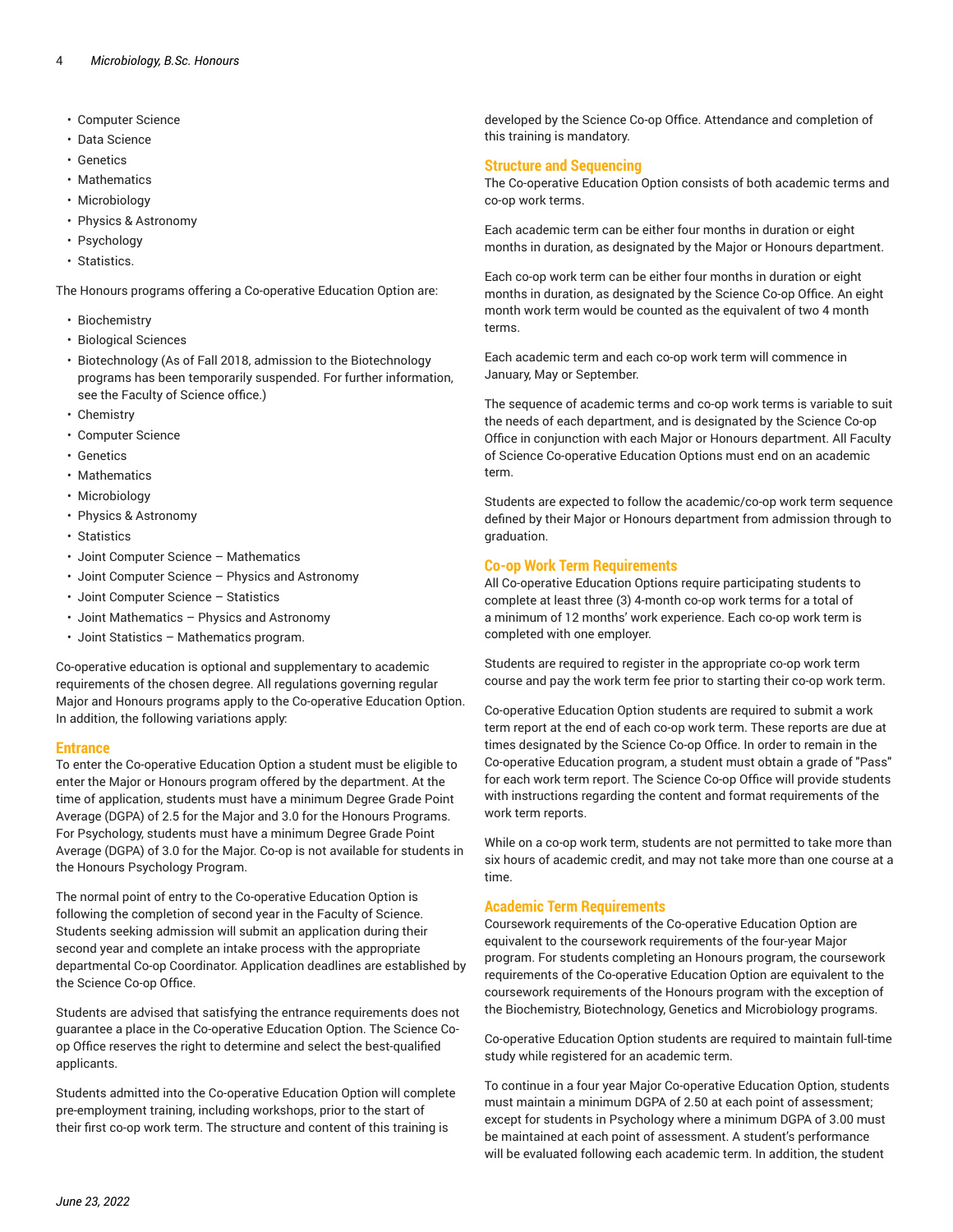- Computer Science
- Data Science
- Genetics
- Mathematics
- Microbiology
- Physics & Astronomy
- Psychology
- Statistics.

The Honours programs offering a Co-operative Education Option are:

- Biochemistry
- Biological Sciences
- Biotechnology (As of Fall 2018, admission to the Biotechnology programs has been temporarily suspended. For further information, see the Faculty of Science office.)
- Chemistry
- Computer Science
- Genetics
- Mathematics
- Microbiology
- Physics & Astronomy
- Statistics
- Joint Computer Science – Mathematics
- Joint Computer Science – Physics and Astronomy
- Joint Computer Science – Statistics
- Joint Mathematics – Physics and Astronomy
- Joint Statistics – Mathematics program.

Co-operative education is optional and supplementary to academic requirements of the chosen degree. All regulations governing regular Major and Honours programs apply to the Co-operative Education Option. In addition, the following variations apply:

### Entrance

To enter the Co-operative Education Option a student must be eligible to enter the Major or Honours program offered by the department. At the time of application, students must have a minimum Degree Grade Point Average (DGPA) of 2.5 for the Major and 3.0 for the Honours Programs. For Psychology, students must have a minimum Degree Grade Point Average (DGPA) of 3.0 for the Major. Co-op is not available for students in the Honours Psychology Program.

The normal point of entry to the Co-operative Education Option is following the completion of second year in the Faculty of Science. Students seeking admission will submit an application during their second year and complete an intake process with the appropriate departmental Co-op Coordinator. Application deadlines are established by the Science Co-op Office.

Students are advised that satisfying the entrance requirements does not guarantee a place in the Co-operative Education Option. The Science Co-op Office reserves the right to determine and select the best-qualified applicants.

Students admitted into the Co-operative Education Option will complete pre-employment training, including workshops, prior to the start of their first co-op work term. The structure and content of this training is developed by the Science Co-op Office. Attendance and completion of this training is mandatory.

### Structure and Sequencing

The Co-operative Education Option consists of both academic terms and co-op work terms.

Each academic term can be either four months in duration or eight months in duration, as designated by the Major or Honours department.

Each co-op work term can be either four months in duration or eight months in duration, as designated by the Science Co-op Office. An eight month work term would be counted as the equivalent of two 4 month terms.

Each academic term and each co-op work term will commence in January, May or September.

The sequence of academic terms and co-op work terms is variable to suit the needs of each department, and is designated by the Science Co-op Office in conjunction with each Major or Honours department. All Faculty of Science Co-operative Education Options must end on an academic term.

Students are expected to follow the academic/co-op work term sequence defined by their Major or Honours department from admission through to graduation.

### Co-op Work Term Requirements

All Co-operative Education Options require participating students to complete at least three (3) 4-month co-op work terms for a total of a minimum of 12 months' work experience. Each co-op work term is completed with one employer.

Students are required to register in the appropriate co-op work term course and pay the work term fee prior to starting their co-op work term.

Co-operative Education Option students are required to submit a work term report at the end of each co-op work term. These reports are due at times designated by the Science Co-op Office. In order to remain in the Co-operative Education program, a student must obtain a grade of "Pass" for each work term report. The Science Co-op Office will provide students with instructions regarding the content and format requirements of the work term reports.

While on a co-op work term, students are not permitted to take more than six hours of academic credit, and may not take more than one course at a time.

### Academic Term Requirements

Coursework requirements of the Co-operative Education Option are equivalent to the coursework requirements of the four-year Major program. For students completing an Honours program, the coursework requirements of the Co-operative Education Option are equivalent to the coursework requirements of the Honours program with the exception of the Biochemistry, Biotechnology, Genetics and Microbiology programs.

Co-operative Education Option students are required to maintain full-time study while registered for an academic term.

To continue in a four year Major Co-operative Education Option, students must maintain a minimum DGPA of 2.50 at each point of assessment; except for students in Psychology where a minimum DGPA of 3.00 must be maintained at each point of assessment. A student's performance will be evaluated following each academic term. In addition, the student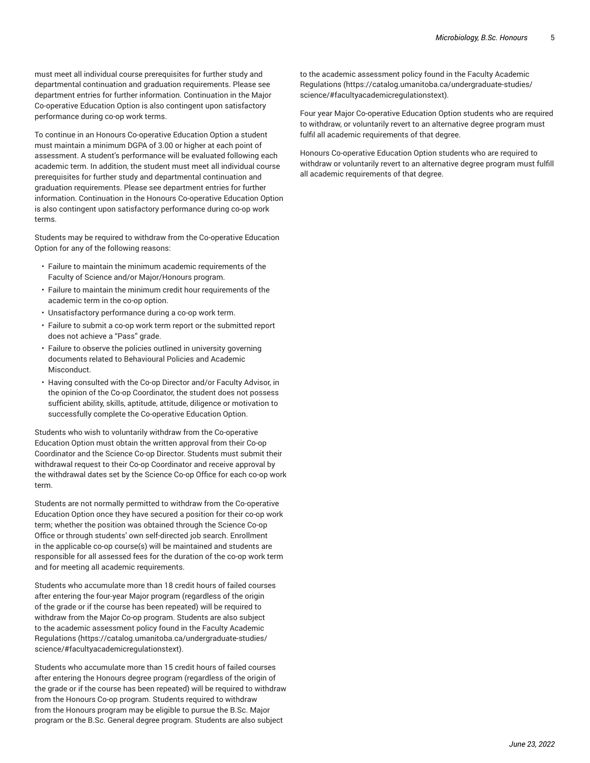must meet all individual course prerequisites for further study and departmental continuation and graduation requirements. Please see department entries for further information. Continuation in the Major Co-operative Education Option is also contingent upon satisfactory performance during co-op work terms.

To continue in an Honours Co-operative Education Option a student must maintain a minimum DGPA of 3.00 or higher at each point of assessment. A student's performance will be evaluated following each academic term. In addition, the student must meet all individual course prerequisites for further study and departmental continuation and graduation requirements. Please see department entries for further information. Continuation in the Honours Co-operative Education Option is also contingent upon satisfactory performance during co-op work terms.

Students may be required to withdraw from the Co-operative Education Option for any of the following reasons:

- Failure to maintain the minimum academic requirements of the Faculty of Science and/or Major/Honours program.
- Failure to maintain the minimum credit hour requirements of the academic term in the co-op option.
- Unsatisfactory performance during a co-op work term.
- Failure to submit a co-op work term report or the submitted report does not achieve a "Pass" grade.
- Failure to observe the policies outlined in university governing documents related to Behavioural Policies and Academic Misconduct.
- Having consulted with the Co-op Director and/or Faculty Advisor, in the opinion of the Co-op Coordinator, the student does not possess sufficient ability, skills, aptitude, attitude, diligence or motivation to successfully complete the Co-operative Education Option.

Students who wish to voluntarily withdraw from the Co-operative Education Option must obtain the written approval from their Co-op Coordinator and the Science Co-op Director. Students must submit their withdrawal request to their Co-op Coordinator and receive approval by the withdrawal dates set by the Science Co-op Office for each co-op work term.

Students are not normally permitted to withdraw from the Co-operative Education Option once they have secured a position for their co-op work term; whether the position was obtained through the Science Co-op Office or through students' own self-directed job search. Enrollment in the applicable co-op course(s) will be maintained and students are responsible for all assessed fees for the duration of the co-op work term and for meeting all academic requirements.

Students who accumulate more than 18 credit hours of failed courses after entering the four-year Major program (regardless of the origin of the grade or if the course has been repeated) will be required to withdraw from the Major Co-op program. Students are also subject to the academic assessment policy found in the Faculty Academic Regulations (https://catalog.umanitoba.ca/undergraduate-studies/science/#facultyacademicregulationstext).

Students who accumulate more than 15 credit hours of failed courses after entering the Honours degree program (regardless of the origin of the grade or if the course has been repeated) will be required to withdraw from the Honours Co-op program. Students required to withdraw from the Honours program may be eligible to pursue the B.Sc. Major program or the B.Sc. General degree program. Students are also subject to the academic assessment policy found in the Faculty Academic Regulations (https://catalog.umanitoba.ca/undergraduate-studies/science/#facultyacademicregulationstext).

Four year Major Co-operative Education Option students who are required to withdraw, or voluntarily revert to an alternative degree program must fulfil all academic requirements of that degree.

Honours Co-operative Education Option students who are required to withdraw or voluntarily revert to an alternative degree program must fulfill all academic requirements of that degree.